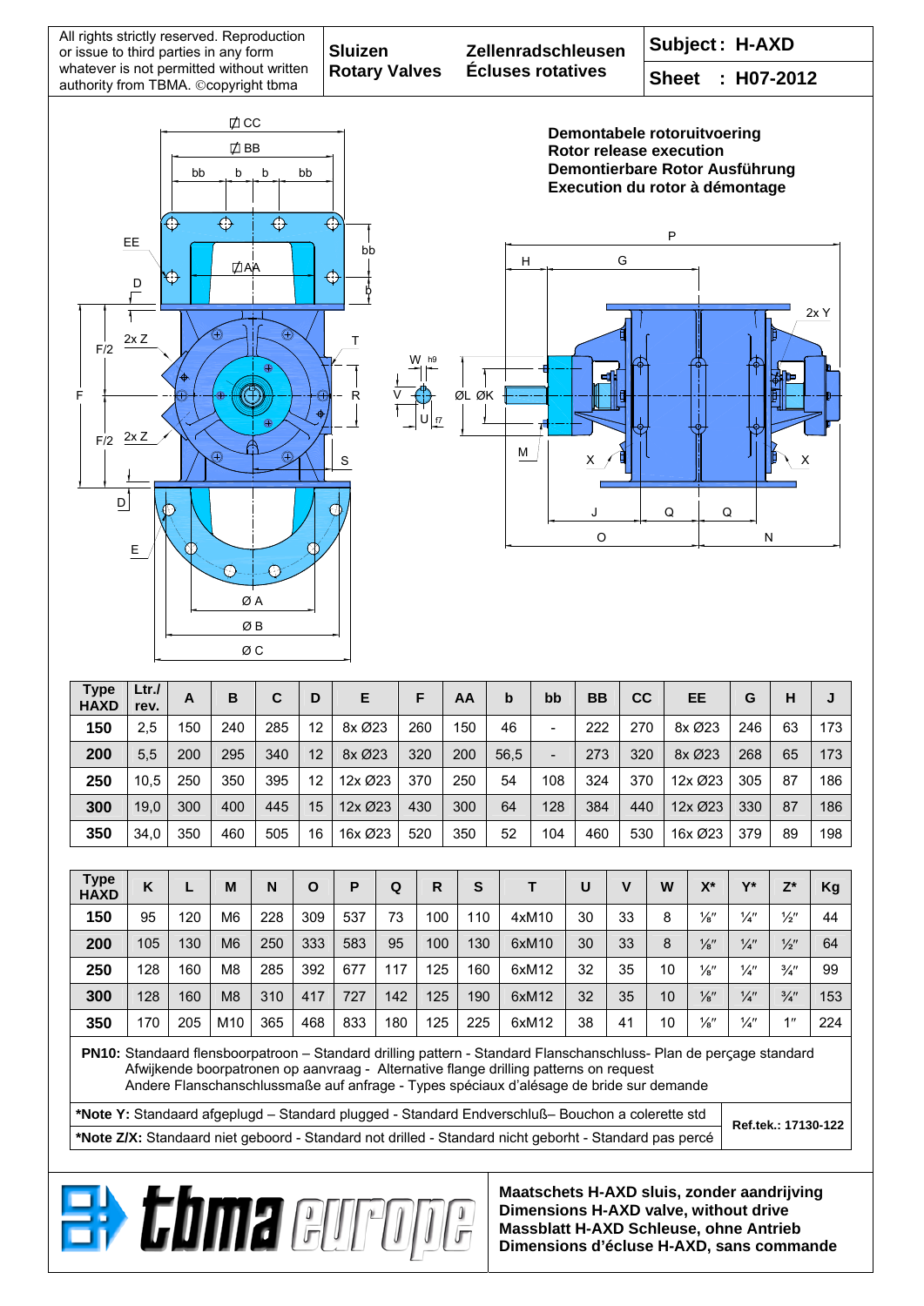All rights strictly reserved. Reproduction or issue to third parties in any form whatever is not permitted without written authority from TBMA. ©copyright tbma

**Sluizen** **Rotary Valves**

**Zellenradschleusen** **Écluses rotatives**

**Subject : H-AXD**

**Sheet : H07-2012**

**Demontabele rotoruitvoering**
**Rotor release execution**
**Demontierbare Rotor Ausführung**
**Execution du rotor à démontage**

| Type HAXD | Ltr./ rev. | A | B | C | D | E | F | AA | b | bb | BB | CC | EE | G | H | J |
|---|---|---|---|---|---|---|---|---|---|---|---|---|---|---|---|---|
| **150** | 2,5 | 150 | 240 | 285 | 12 | 8x Ø23 | 260 | 150 | 46 | - | 222 | 270 | 8x Ø23 | 246 | 63 | 173 |
| **200** | 5,5 | 200 | 295 | 340 | 12 | 8x Ø23 | 320 | 200 | 56,5 | - | 273 | 320 | 8x Ø23 | 268 | 65 | 173 |
| **250** | 10,5 | 250 | 350 | 395 | 12 | 12x Ø23 | 370 | 250 | 54 | 108 | 324 | 370 | 12x Ø23 | 305 | 87 | 186 |
| **300** | 19,0 | 300 | 400 | 445 | 15 | 12x Ø23 | 430 | 300 | 64 | 128 | 384 | 440 | 12x Ø23 | 330 | 87 | 186 |
| **350** | 34,0 | 350 | 460 | 505 | 16 | 16x Ø23 | 520 | 350 | 52 | 104 | 460 | 530 | 16x Ø23 | 379 | 89 | 198 |

| Type HAXD | K | L | M | N | O | P | Q | R | S | T | U | V | W | X* | Y* | Z* | Kg |
|---|---|---|---|---|---|---|---|---|---|---|---|---|---|---|---|---|---|
| **150** | 95 | 120 | M6 | 228 | 309 | 537 | 73 | 100 | 110 | 4xM10 | 30 | 33 | 8 | ⅛″ | ¼″ | ½″ | 44 |
| **200** | 105 | 130 | M6 | 250 | 333 | 583 | 95 | 100 | 130 | 6xM10 | 30 | 33 | 8 | ⅛″ | ¼″ | ½″ | 64 |
| **250** | 128 | 160 | M8 | 285 | 392 | 677 | 117 | 125 | 160 | 6xM12 | 32 | 35 | 10 | ⅛″ | ¼″ | ¾″ | 99 |
| **300** | 128 | 160 | M8 | 310 | 417 | 727 | 142 | 125 | 190 | 6xM12 | 32 | 35 | 10 | ⅛″ | ¼″ | ¾″ | 153 |
| **350** | 170 | 205 | M10 | 365 | 468 | 833 | 180 | 125 | 225 | 6xM12 | 38 | 41 | 10 | ⅛″ | ¼″ | 1″ | 224 |

**PN10:** Standaard flensboorpatroon – Standard drilling pattern - Standard Flanschanschluss- Plan de perçage standard
Afwijkende boorpatronen op aanvraag - Alternative flange drilling patterns on request
Andere Flanschanschlussmaße auf anfrage - Types spéciaux d'alésage de bride sur demande

**\*Note Y:** Standaard afgeplugd – Standard plugged - Standard Endverschluß– Bouchon a colerette std

**\*Note Z/X:** Standaard niet geboord - Standard not drilled - Standard nicht geborht - Standard pas percé

**Ref.tek.: 17130-122**

tbma europe

**Maatschets H-AXD sluis, zonder aandrijving**
**Dimensions H-AXD valve, without drive**
**Massblatt H-AXD Schleuse, ohne Antrieb**
**Dimensions d'écluse H-AXD, sans commande**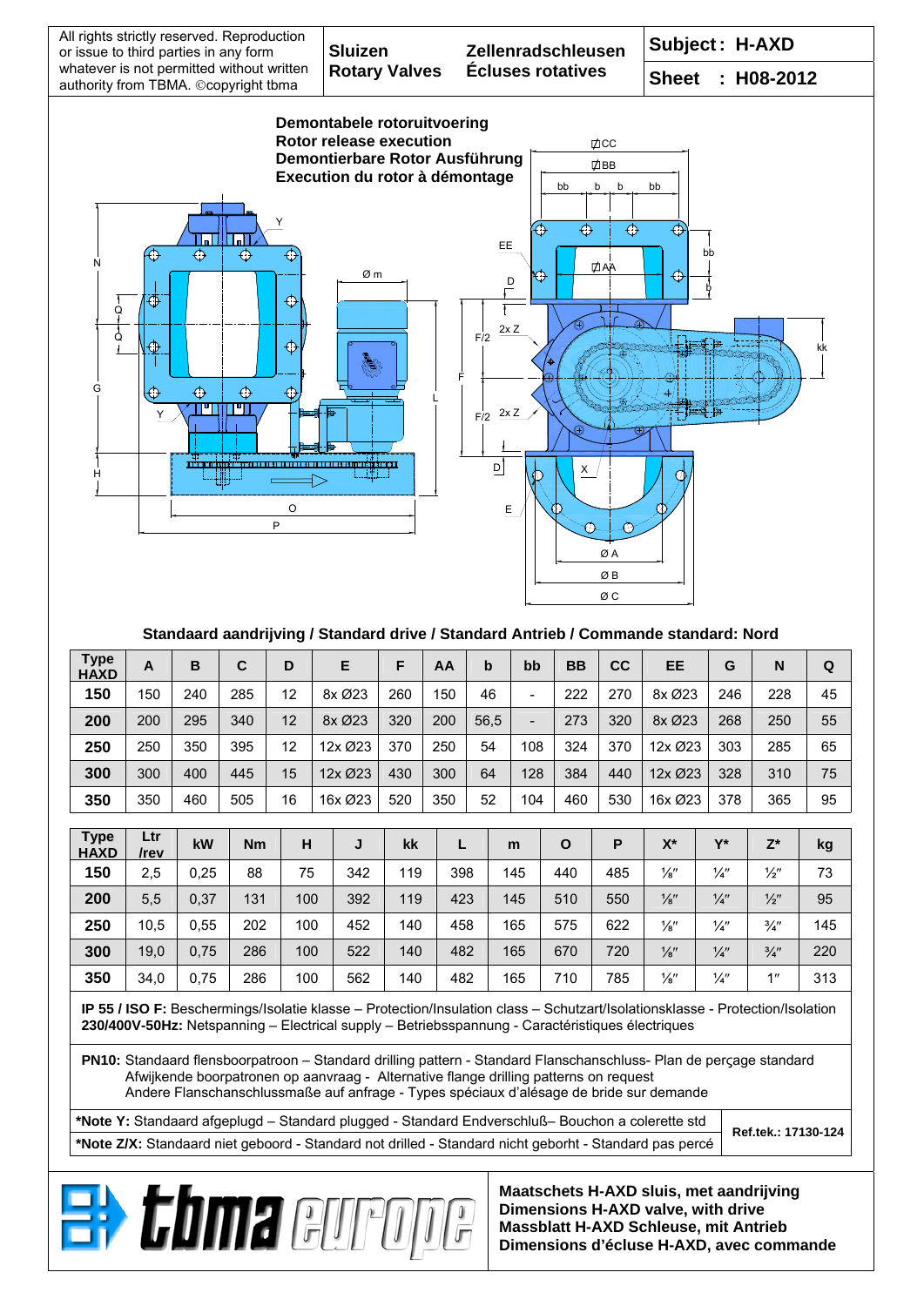All rights strictly reserved. Reproduction or issue to third parties in any form whatever is not permitted without written authority from TBMA. ©copyright tbma

**Sluizen** **Zellenradschleusen**
**Rotary Valves** **Écluses rotatives**

**Subject : H-AXD**
**Sheet : H08-2012**

**Demontabele rotoruitvoering**
**Rotor release execution**
**Demontierbare Rotor Ausführung**
**Execution du rotor à démontage**

**Standaard aandrijving / Standard drive / Standard Antrieb / Commande standard: Nord**

| Type HAXD | A | B | C | D | E | F | AA | b | bb | BB | CC | EE | G | N | Q |
|---|---|---|---|---|---|---|---|---|---|---|---|---|---|---|---|
| **150** | 150 | 240 | 285 | 12 | 8x Ø23 | 260 | 150 | 46 | - | 222 | 270 | 8x Ø23 | 246 | 228 | 45 |
| **200** | 200 | 295 | 340 | 12 | 8x Ø23 | 320 | 200 | 56,5 | - | 273 | 320 | 8x Ø23 | 268 | 250 | 55 |
| **250** | 250 | 350 | 395 | 12 | 12x Ø23 | 370 | 250 | 54 | 108 | 324 | 370 | 12x Ø23 | 303 | 285 | 65 |
| **300** | 300 | 400 | 445 | 15 | 12x Ø23 | 430 | 300 | 64 | 128 | 384 | 440 | 12x Ø23 | 328 | 310 | 75 |
| **350** | 350 | 460 | 505 | 16 | 16x Ø23 | 520 | 350 | 52 | 104 | 460 | 530 | 16x Ø23 | 378 | 365 | 95 |

| Type HAXD | Ltr /rev | kW | Nm | H | J | kk | L | m | O | P | X* | Y* | Z* | kg |
|---|---|---|---|---|---|---|---|---|---|---|---|---|---|---|
| **150** | 2,5 | 0,25 | 88 | 75 | 342 | 119 | 398 | 145 | 440 | 485 | ⅛″ | ¼″ | ½″ | 73 |
| **200** | 5,5 | 0,37 | 131 | 100 | 392 | 119 | 423 | 145 | 510 | 550 | ⅛″ | ¼″ | ½″ | 95 |
| **250** | 10,5 | 0,55 | 202 | 100 | 452 | 140 | 458 | 165 | 575 | 622 | ⅛″ | ¼″ | ¾″ | 145 |
| **300** | 19,0 | 0,75 | 286 | 100 | 522 | 140 | 482 | 165 | 670 | 720 | ⅛″ | ¼″ | ¾″ | 220 |
| **350** | 34,0 | 0,75 | 286 | 100 | 562 | 140 | 482 | 165 | 710 | 785 | ⅛″ | ¼″ | 1″ | 313 |

**IP 55 / ISO F:** Beschermings/Isolatie klasse – Protection/Insulation class – Schutzart/Isolationsklasse - Protection/Isolation
**230/400V-50Hz:** Netspanning – Electrical supply – Betriebsspannung - Caractéristiques électriques

**PN10:** Standaard flensboorpatroon – Standard drilling pattern - Standard Flanschanschluss- Plan de perçage standard
Afwijkende boorpatronen op aanvraag - Alternative flange drilling patterns on request
Andere Flanschanschlussmaße auf anfrage - Types spéciaux d'alésage de bride sur demande

**\*Note Y:** Standaard afgeplugd – Standard plugged - Standard Endverschluß– Bouchon a colerette std
**\*Note Z/X:** Standaard niet geboord - Standard not drilled - Standard nicht geborht - Standard pas percé

**Ref.tek.: 17130-124**

**Maatschets H-AXD sluis, met aandrijving**
**Dimensions H-AXD valve, with drive**
**Massblatt H-AXD Schleuse, mit Antrieb**
**Dimensions d'écluse H-AXD, avec commande**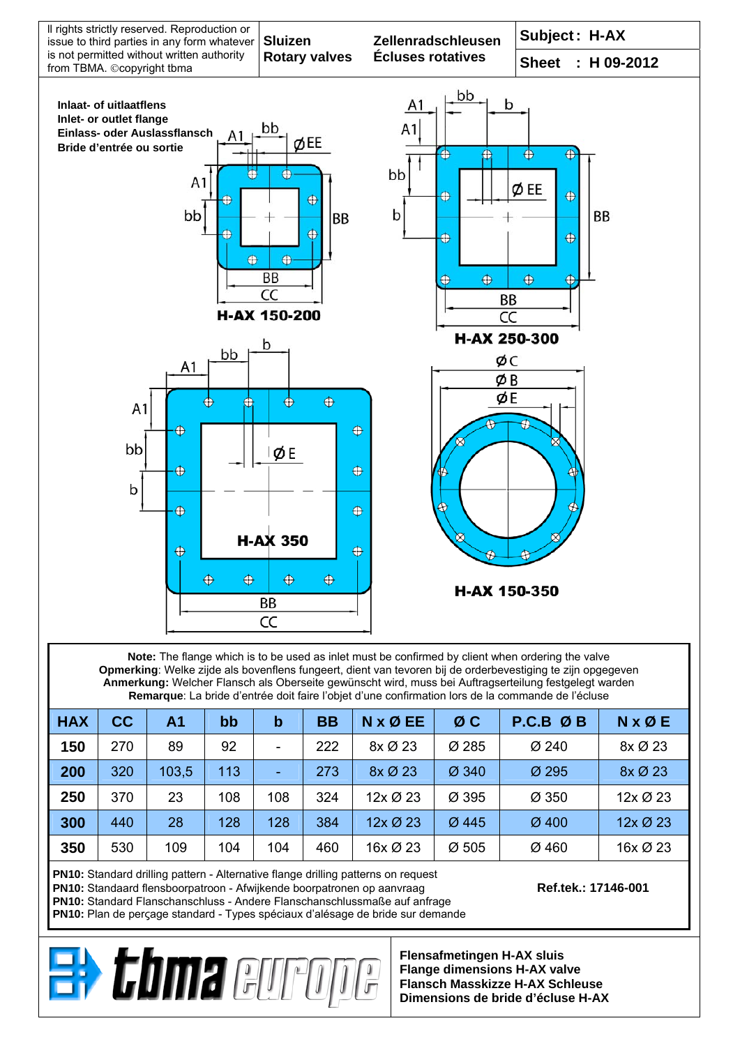ll rights strictly reserved. Reproduction or issue to third parties in any form whatever is not permitted without written authority from TBMA. ©copyright tbma

**Sluizen** / **Rotary valves** / **Zellenradschleusen** / **Écluses rotatives**

**Subject : H-AX**

**Sheet : H 09-2012**

**Inlaat- of uitlaatflens**
**Inlet- or outlet flange**
**Einlass- oder Auslassflansch**
**Bride d'entrée ou sortie**

A1
bb
ØEE
BB
CC
**H-AX 150-200**

A1
bb
b
ØEE
BB
CC
**H-AX 250-300**

A1
bb
b
ØE
BB
CC
**H-AX 350**

ØC
ØB
ØE
**H-AX 150-350**

**Note:** The flange which is to be used as inlet must be confirmed by client when ordering the valve
**Opmerking**: Welke zijde als bovenflens fungeert, dient van tevoren bij de orderbevestiging te zijn opgegeven
**Anmerkung:** Welcher Flansch als Oberseite gewünscht wird, muss bei Auftragserteilung festgelegt warden
**Remarque**: La bride d'entrée doit faire l'objet d'une confirmation lors de la commande de l'écluse

| HAX | CC | A1 | bb | b | BB | N x Ø EE | Ø C | P.C.B Ø B | N x Ø E |
|---|---|---|---|---|---|---|---|---|---|
| 150 | 270 | 89 | 92 | - | 222 | 8x Ø 23 | Ø 285 | Ø 240 | 8x Ø 23 |
| 200 | 320 | 103,5 | 113 | - | 273 | 8x Ø 23 | Ø 340 | Ø 295 | 8x Ø 23 |
| 250 | 370 | 23 | 108 | 108 | 324 | 12x Ø 23 | Ø 395 | Ø 350 | 12x Ø 23 |
| 300 | 440 | 28 | 128 | 128 | 384 | 12x Ø 23 | Ø 445 | Ø 400 | 12x Ø 23 |
| 350 | 530 | 109 | 104 | 104 | 460 | 16x Ø 23 | Ø 505 | Ø 460 | 16x Ø 23 |

**PN10:** Standard drilling pattern - Alternative flange drilling patterns on request
**PN10:** Standaard flensboorpatroon - Afwijkende boorpatronen op aanvraag
**PN10:** Standard Flanschanschluss - Andere Flanschanschlussmaße auf anfrage
**PN10:** Plan de perçage standard - Types spéciaux d'alésage de bride sur demande

**Ref.tek.: 17146-001**

tbma europe

**Flensafmetingen H-AX sluis**
**Flange dimensions H-AX valve**
**Flansch Masskizze H-AX Schleuse**
**Dimensions de bride d'écluse H-AX**